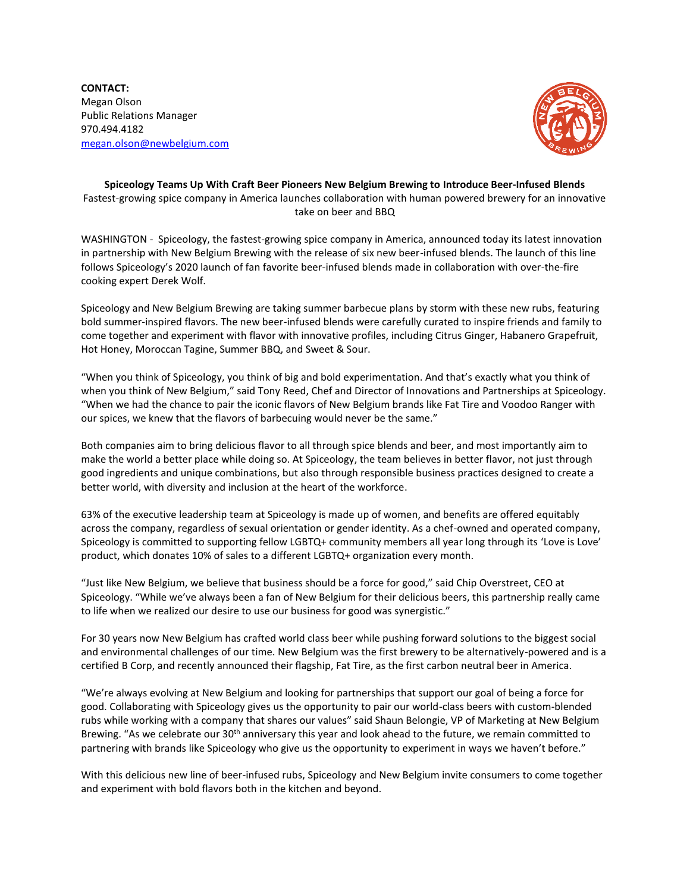**CONTACT:**
Megan Olson
Public Relations Manager
970.494.4182
[megan.olson@newbelgium.com](mailto:megan.olson@newbelgium.com)

**Spiceology Teams Up With Craft Beer Pioneers New Belgium Brewing to Introduce Beer-Infused Blends**

Fastest-growing spice company in America launches collaboration with human powered brewery for an innovative take on beer and BBQ

WASHINGTON - Spiceology, the fastest-growing spice company in America, announced today its latest innovation in partnership with New Belgium Brewing with the release of six new beer-infused blends. The launch of this line follows Spiceology's 2020 launch of fan favorite beer-infused blends made in collaboration with over-the-fire cooking expert Derek Wolf.

Spiceology and New Belgium Brewing are taking summer barbecue plans by storm with these new rubs, featuring bold summer-inspired flavors. The new beer-infused blends were carefully curated to inspire friends and family to come together and experiment with flavor with innovative profiles, including Citrus Ginger, Habanero Grapefruit, Hot Honey, Moroccan Tagine, Summer BBQ, and Sweet & Sour.

"When you think of Spiceology, you think of big and bold experimentation. And that's exactly what you think of when you think of New Belgium," said Tony Reed, Chef and Director of Innovations and Partnerships at Spiceology. "When we had the chance to pair the iconic flavors of New Belgium brands like Fat Tire and Voodoo Ranger with our spices, we knew that the flavors of barbecuing would never be the same."

Both companies aim to bring delicious flavor to all through spice blends and beer, and most importantly aim to make the world a better place while doing so. At Spiceology, the team believes in better flavor, not just through good ingredients and unique combinations, but also through responsible business practices designed to create a better world, with diversity and inclusion at the heart of the workforce.

63% of the executive leadership team at Spiceology is made up of women, and benefits are offered equitably across the company, regardless of sexual orientation or gender identity. As a chef-owned and operated company, Spiceology is committed to supporting fellow LGBTQ+ community members all year long through its 'Love is Love' product, which donates 10% of sales to a different LGBTQ+ organization every month.

"Just like New Belgium, we believe that business should be a force for good," said Chip Overstreet, CEO at Spiceology. "While we've always been a fan of New Belgium for their delicious beers, this partnership really came to life when we realized our desire to use our business for good was synergistic."

For 30 years now New Belgium has crafted world class beer while pushing forward solutions to the biggest social and environmental challenges of our time. New Belgium was the first brewery to be alternatively-powered and is a certified B Corp, and recently announced their flagship, Fat Tire, as the first carbon neutral beer in America.

"We're always evolving at New Belgium and looking for partnerships that support our goal of being a force for good. Collaborating with Spiceology gives us the opportunity to pair our world-class beers with custom-blended rubs while working with a company that shares our values" said Shaun Belongie, VP of Marketing at New Belgium Brewing. "As we celebrate our 30th anniversary this year and look ahead to the future, we remain committed to partnering with brands like Spiceology who give us the opportunity to experiment in ways we haven't before."

With this delicious new line of beer-infused rubs, Spiceology and New Belgium invite consumers to come together and experiment with bold flavors both in the kitchen and beyond.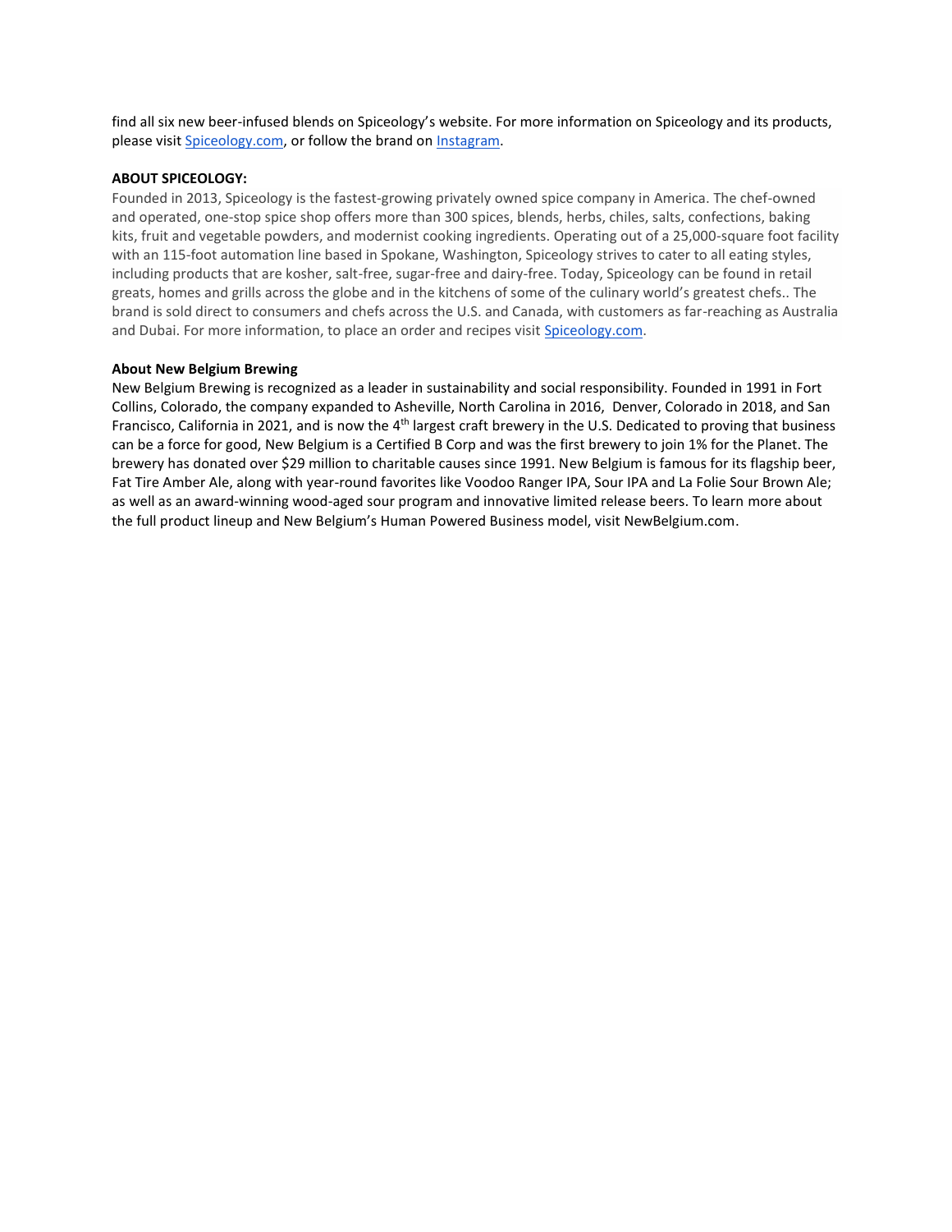find all six new beer-infused blends on Spiceology's website. For more information on Spiceology and its products, please visit [Spiceology.com](Spiceology.com), or follow the brand on [Instagram](Instagram).

**ABOUT SPICEOLOGY:**

Founded in 2013, Spiceology is the fastest-growing privately owned spice company in America. The chef-owned and operated, one-stop spice shop offers more than 300 spices, blends, herbs, chiles, salts, confections, baking kits, fruit and vegetable powders, and modernist cooking ingredients. Operating out of a 25,000-square foot facility with an 115-foot automation line based in Spokane, Washington, Spiceology strives to cater to all eating styles, including products that are kosher, salt-free, sugar-free and dairy-free. Today, Spiceology can be found in retail greats, homes and grills across the globe and in the kitchens of some of the culinary world's greatest chefs.. The brand is sold direct to consumers and chefs across the U.S. and Canada, with customers as far-reaching as Australia and Dubai. For more information, to place an order and recipes visit [Spiceology.com](Spiceology.com).

**About New Belgium Brewing**

New Belgium Brewing is recognized as a leader in sustainability and social responsibility. Founded in 1991 in Fort Collins, Colorado, the company expanded to Asheville, North Carolina in 2016, Denver, Colorado in 2018, and San Francisco, California in 2021, and is now the 4th largest craft brewery in the U.S. Dedicated to proving that business can be a force for good, New Belgium is a Certified B Corp and was the first brewery to join 1% for the Planet. The brewery has donated over $29 million to charitable causes since 1991. New Belgium is famous for its flagship beer, Fat Tire Amber Ale, along with year-round favorites like Voodoo Ranger IPA, Sour IPA and La Folie Sour Brown Ale; as well as an award-winning wood-aged sour program and innovative limited release beers. To learn more about the full product lineup and New Belgium's Human Powered Business model, visit NewBelgium.com.